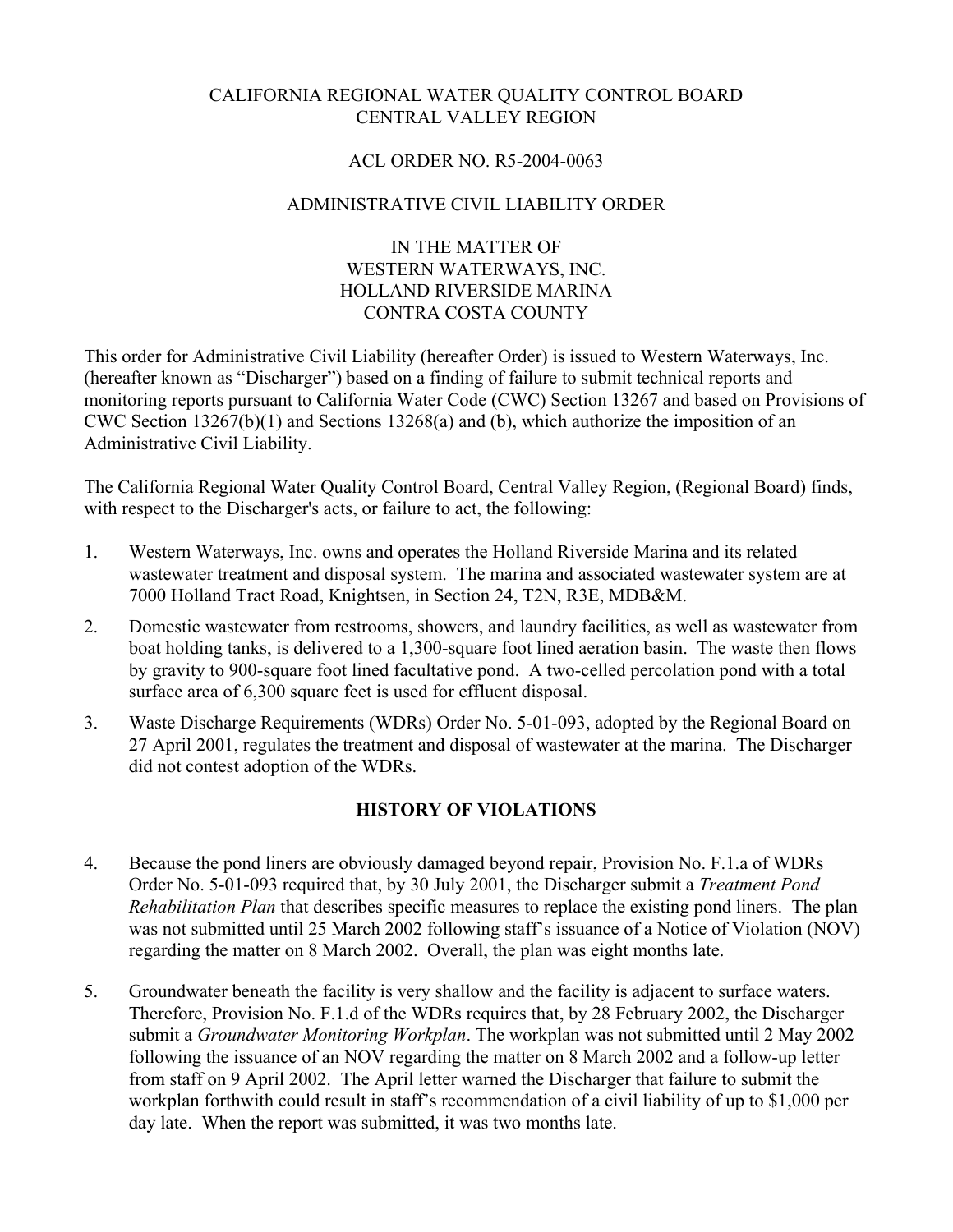CALIFORNIA REGIONAL WATER QUALITY CONTROL BOARD
CENTRAL VALLEY REGION

ACL ORDER NO. R5-2004-0063

ADMINISTRATIVE CIVIL LIABILITY ORDER

IN THE MATTER OF
WESTERN WATERWAYS, INC.
HOLLAND RIVERSIDE MARINA
CONTRA COSTA COUNTY

This order for Administrative Civil Liability (hereafter Order) is issued to Western Waterways, Inc. (hereafter known as "Discharger") based on a finding of failure to submit technical reports and monitoring reports pursuant to California Water Code (CWC) Section 13267 and based on Provisions of CWC Section 13267(b)(1) and Sections 13268(a) and (b), which authorize the imposition of an Administrative Civil Liability.

The California Regional Water Quality Control Board, Central Valley Region, (Regional Board) finds, with respect to the Discharger's acts, or failure to act, the following:

1. Western Waterways, Inc. owns and operates the Holland Riverside Marina and its related wastewater treatment and disposal system. The marina and associated wastewater system are at 7000 Holland Tract Road, Knightsen, in Section 24, T2N, R3E, MDB&M.
2. Domestic wastewater from restrooms, showers, and laundry facilities, as well as wastewater from boat holding tanks, is delivered to a 1,300-square foot lined aeration basin. The waste then flows by gravity to 900-square foot lined facultative pond. A two-celled percolation pond with a total surface area of 6,300 square feet is used for effluent disposal.
3. Waste Discharge Requirements (WDRs) Order No. 5-01-093, adopted by the Regional Board on 27 April 2001, regulates the treatment and disposal of wastewater at the marina. The Discharger did not contest adoption of the WDRs.

## HISTORY OF VIOLATIONS

4. Because the pond liners are obviously damaged beyond repair, Provision No. F.1.a of WDRs Order No. 5-01-093 required that, by 30 July 2001, the Discharger submit a *Treatment Pond Rehabilitation Plan* that describes specific measures to replace the existing pond liners. The plan was not submitted until 25 March 2002 following staff's issuance of a Notice of Violation (NOV) regarding the matter on 8 March 2002. Overall, the plan was eight months late.
5. Groundwater beneath the facility is very shallow and the facility is adjacent to surface waters. Therefore, Provision No. F.1.d of the WDRs requires that, by 28 February 2002, the Discharger submit a *Groundwater Monitoring Workplan*. The workplan was not submitted until 2 May 2002 following the issuance of an NOV regarding the matter on 8 March 2002 and a follow-up letter from staff on 9 April 2002. The April letter warned the Discharger that failure to submit the workplan forthwith could result in staff's recommendation of a civil liability of up to $1,000 per day late. When the report was submitted, it was two months late.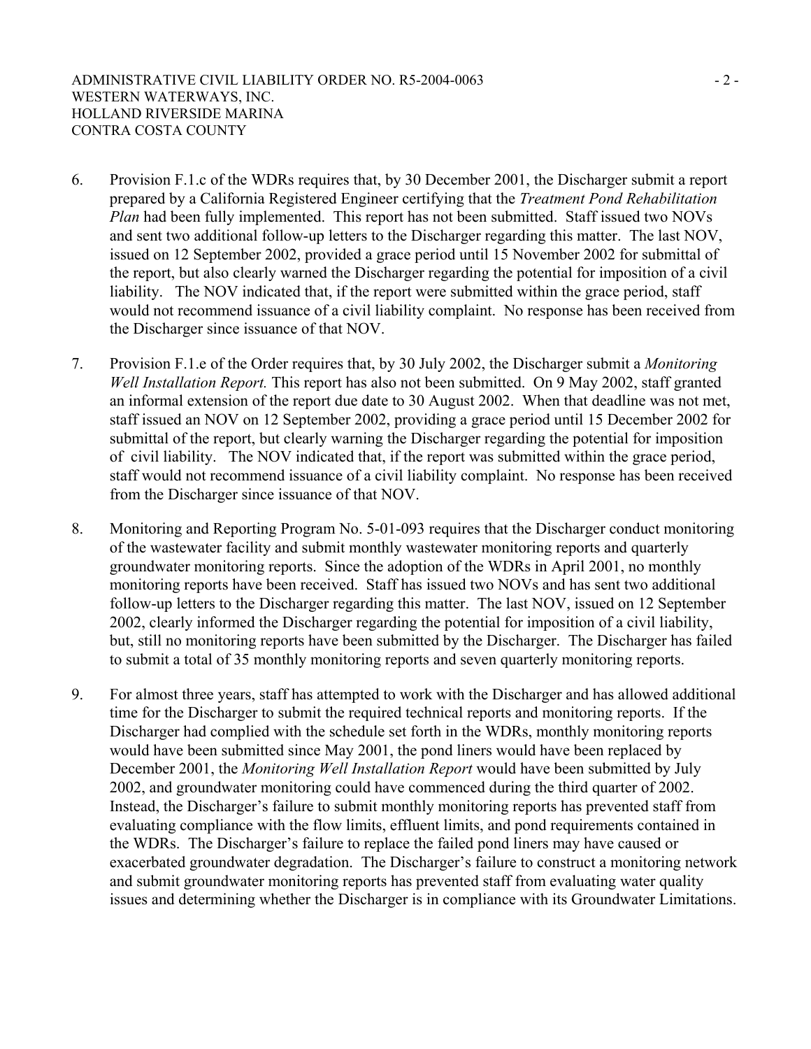6. Provision F.1.c of the WDRs requires that, by 30 December 2001, the Discharger submit a report prepared by a California Registered Engineer certifying that the *Treatment Pond Rehabilitation Plan* had been fully implemented. This report has not been submitted. Staff issued two NOVs and sent two additional follow-up letters to the Discharger regarding this matter. The last NOV, issued on 12 September 2002, provided a grace period until 15 November 2002 for submittal of the report, but also clearly warned the Discharger regarding the potential for imposition of a civil liability. The NOV indicated that, if the report were submitted within the grace period, staff would not recommend issuance of a civil liability complaint. No response has been received from the Discharger since issuance of that NOV.

7. Provision F.1.e of the Order requires that, by 30 July 2002, the Discharger submit a *Monitoring Well Installation Report.* This report has also not been submitted. On 9 May 2002, staff granted an informal extension of the report due date to 30 August 2002. When that deadline was not met, staff issued an NOV on 12 September 2002, providing a grace period until 15 December 2002 for submittal of the report, but clearly warning the Discharger regarding the potential for imposition of civil liability. The NOV indicated that, if the report was submitted within the grace period, staff would not recommend issuance of a civil liability complaint. No response has been received from the Discharger since issuance of that NOV.

8. Monitoring and Reporting Program No. 5-01-093 requires that the Discharger conduct monitoring of the wastewater facility and submit monthly wastewater monitoring reports and quarterly groundwater monitoring reports. Since the adoption of the WDRs in April 2001, no monthly monitoring reports have been received. Staff has issued two NOVs and has sent two additional follow-up letters to the Discharger regarding this matter. The last NOV, issued on 12 September 2002, clearly informed the Discharger regarding the potential for imposition of a civil liability, but, still no monitoring reports have been submitted by the Discharger. The Discharger has failed to submit a total of 35 monthly monitoring reports and seven quarterly monitoring reports.

9. For almost three years, staff has attempted to work with the Discharger and has allowed additional time for the Discharger to submit the required technical reports and monitoring reports. If the Discharger had complied with the schedule set forth in the WDRs, monthly monitoring reports would have been submitted since May 2001, the pond liners would have been replaced by December 2001, the *Monitoring Well Installation Report* would have been submitted by July 2002, and groundwater monitoring could have commenced during the third quarter of 2002. Instead, the Discharger's failure to submit monthly monitoring reports has prevented staff from evaluating compliance with the flow limits, effluent limits, and pond requirements contained in the WDRs. The Discharger's failure to replace the failed pond liners may have caused or exacerbated groundwater degradation. The Discharger's failure to construct a monitoring network and submit groundwater monitoring reports has prevented staff from evaluating water quality issues and determining whether the Discharger is in compliance with its Groundwater Limitations.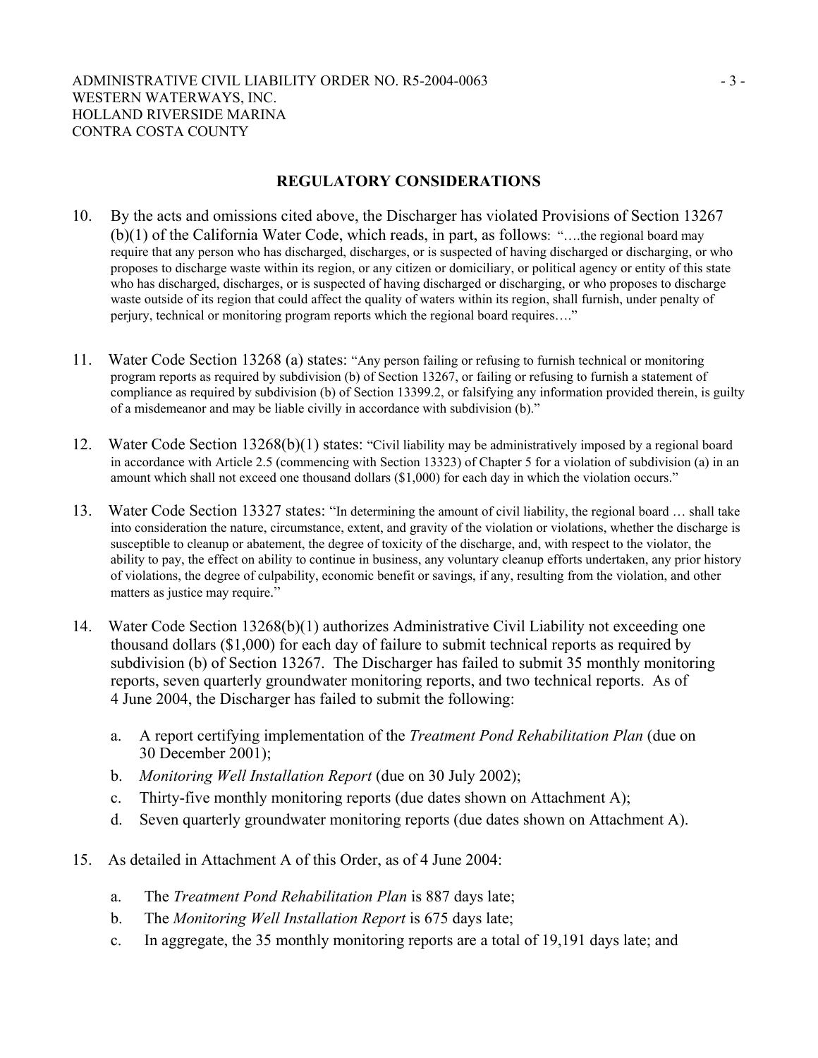## REGULATORY CONSIDERATIONS

10. By the acts and omissions cited above, the Discharger has violated Provisions of Section 13267 (b)(1) of the California Water Code, which reads, in part, as follows: "….the regional board may require that any person who has discharged, discharges, or is suspected of having discharged or discharging, or who proposes to discharge waste within its region, or any citizen or domiciliary, or political agency or entity of this state who has discharged, discharges, or is suspected of having discharged or discharging, or who proposes to discharge waste outside of its region that could affect the quality of waters within its region, shall furnish, under penalty of perjury, technical or monitoring program reports which the regional board requires…."

11. Water Code Section 13268 (a) states: "Any person failing or refusing to furnish technical or monitoring program reports as required by subdivision (b) of Section 13267, or failing or refusing to furnish a statement of compliance as required by subdivision (b) of Section 13399.2, or falsifying any information provided therein, is guilty of a misdemeanor and may be liable civilly in accordance with subdivision (b)."

12. Water Code Section 13268(b)(1) states: "Civil liability may be administratively imposed by a regional board in accordance with Article 2.5 (commencing with Section 13323) of Chapter 5 for a violation of subdivision (a) in an amount which shall not exceed one thousand dollars ($1,000) for each day in which the violation occurs."

13. Water Code Section 13327 states: "In determining the amount of civil liability, the regional board … shall take into consideration the nature, circumstance, extent, and gravity of the violation or violations, whether the discharge is susceptible to cleanup or abatement, the degree of toxicity of the discharge, and, with respect to the violator, the ability to pay, the effect on ability to continue in business, any voluntary cleanup efforts undertaken, any prior history of violations, the degree of culpability, economic benefit or savings, if any, resulting from the violation, and other matters as justice may require."

14. Water Code Section 13268(b)(1) authorizes Administrative Civil Liability not exceeding one thousand dollars ($1,000) for each day of failure to submit technical reports as required by subdivision (b) of Section 13267. The Discharger has failed to submit 35 monthly monitoring reports, seven quarterly groundwater monitoring reports, and two technical reports. As of 4 June 2004, the Discharger has failed to submit the following:

    a. A report certifying implementation of the *Treatment Pond Rehabilitation Plan* (due on 30 December 2001);
    b. *Monitoring Well Installation Report* (due on 30 July 2002);
    c. Thirty-five monthly monitoring reports (due dates shown on Attachment A);
    d. Seven quarterly groundwater monitoring reports (due dates shown on Attachment A).

15. As detailed in Attachment A of this Order, as of 4 June 2004:

    a. The *Treatment Pond Rehabilitation Plan* is 887 days late;
    b. The *Monitoring Well Installation Report* is 675 days late;
    c. In aggregate, the 35 monthly monitoring reports are a total of 19,191 days late; and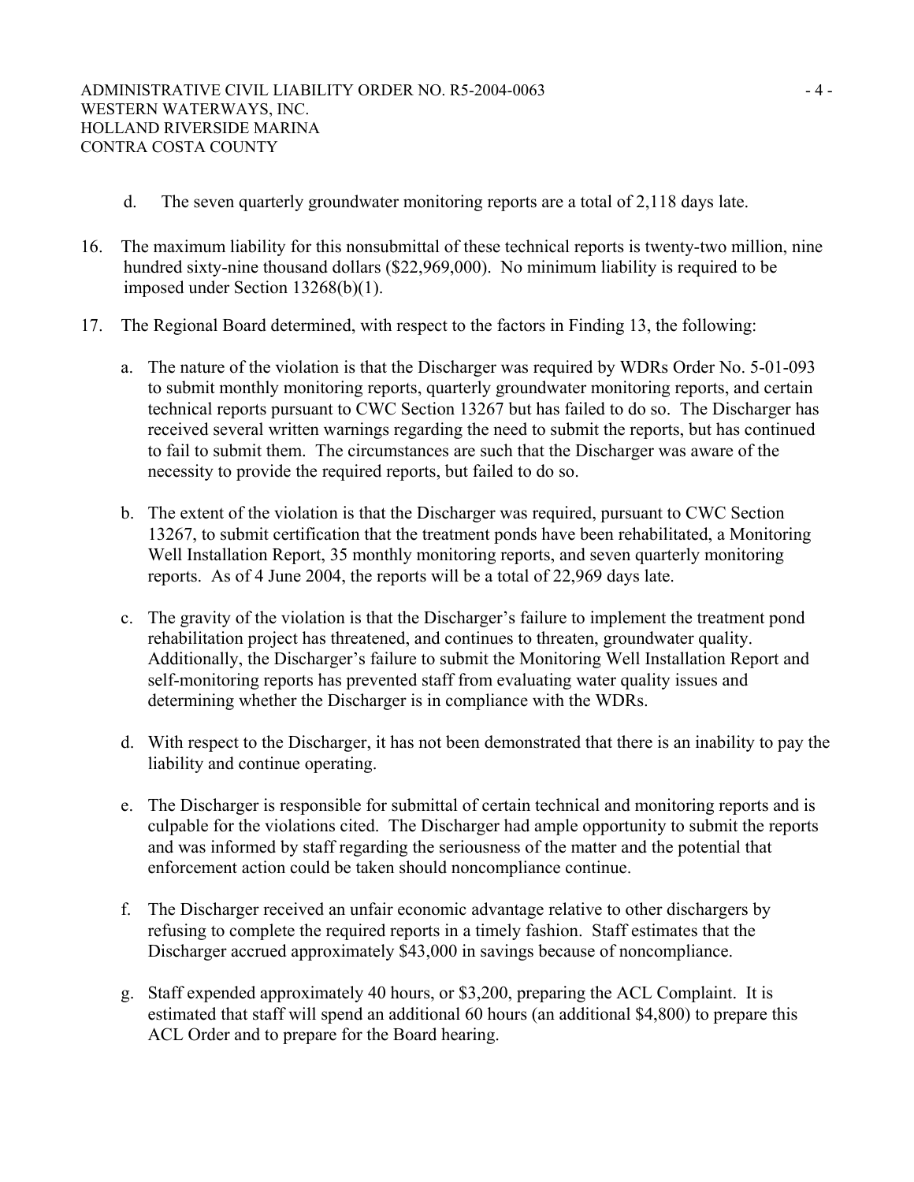d. The seven quarterly groundwater monitoring reports are a total of 2,118 days late.

16. The maximum liability for this nonsubmittal of these technical reports is twenty-two million, nine hundred sixty-nine thousand dollars ($22,969,000). No minimum liability is required to be imposed under Section 13268(b)(1).

17. The Regional Board determined, with respect to the factors in Finding 13, the following:

    a. The nature of the violation is that the Discharger was required by WDRs Order No. 5-01-093 to submit monthly monitoring reports, quarterly groundwater monitoring reports, and certain technical reports pursuant to CWC Section 13267 but has failed to do so. The Discharger has received several written warnings regarding the need to submit the reports, but has continued to fail to submit them. The circumstances are such that the Discharger was aware of the necessity to provide the required reports, but failed to do so.

    b. The extent of the violation is that the Discharger was required, pursuant to CWC Section 13267, to submit certification that the treatment ponds have been rehabilitated, a Monitoring Well Installation Report, 35 monthly monitoring reports, and seven quarterly monitoring reports. As of 4 June 2004, the reports will be a total of 22,969 days late.

    c. The gravity of the violation is that the Discharger's failure to implement the treatment pond rehabilitation project has threatened, and continues to threaten, groundwater quality. Additionally, the Discharger's failure to submit the Monitoring Well Installation Report and self-monitoring reports has prevented staff from evaluating water quality issues and determining whether the Discharger is in compliance with the WDRs.

    d. With respect to the Discharger, it has not been demonstrated that there is an inability to pay the liability and continue operating.

    e. The Discharger is responsible for submittal of certain technical and monitoring reports and is culpable for the violations cited. The Discharger had ample opportunity to submit the reports and was informed by staff regarding the seriousness of the matter and the potential that enforcement action could be taken should noncompliance continue.

    f. The Discharger received an unfair economic advantage relative to other dischargers by refusing to complete the required reports in a timely fashion. Staff estimates that the Discharger accrued approximately $43,000 in savings because of noncompliance.

    g. Staff expended approximately 40 hours, or $3,200, preparing the ACL Complaint. It is estimated that staff will spend an additional 60 hours (an additional $4,800) to prepare this ACL Order and to prepare for the Board hearing.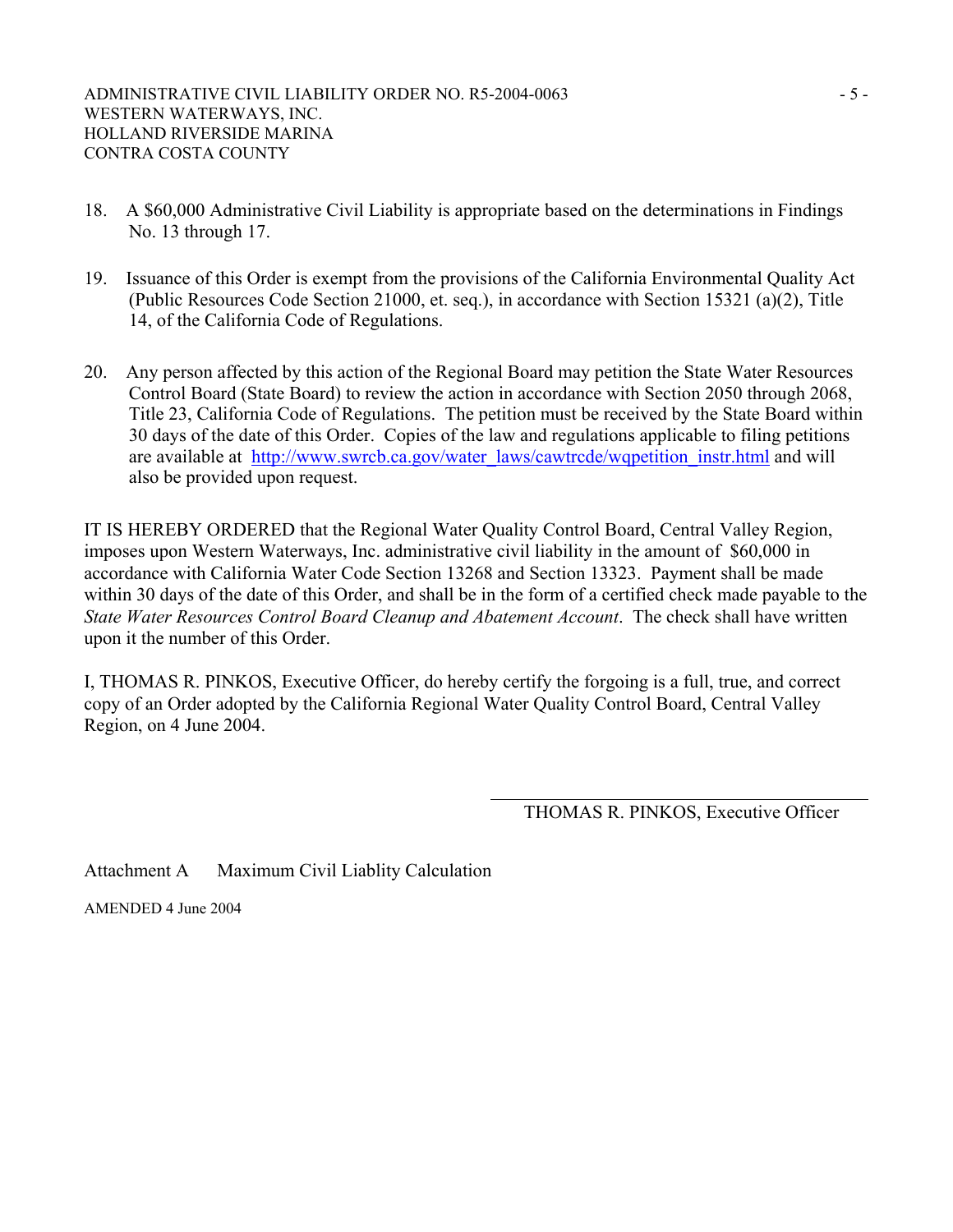18. A $60,000 Administrative Civil Liability is appropriate based on the determinations in Findings No. 13 through 17.

19. Issuance of this Order is exempt from the provisions of the California Environmental Quality Act (Public Resources Code Section 21000, et. seq.), in accordance with Section 15321 (a)(2), Title 14, of the California Code of Regulations.

20. Any person affected by this action of the Regional Board may petition the State Water Resources Control Board (State Board) to review the action in accordance with Section 2050 through 2068, Title 23, California Code of Regulations. The petition must be received by the State Board within 30 days of the date of this Order. Copies of the law and regulations applicable to filing petitions are available at http://www.swrcb.ca.gov/water_laws/cawtrcde/wqpetition_instr.html and will also be provided upon request.

IT IS HEREBY ORDERED that the Regional Water Quality Control Board, Central Valley Region, imposes upon Western Waterways, Inc. administrative civil liability in the amount of $60,000 in accordance with California Water Code Section 13268 and Section 13323. Payment shall be made within 30 days of the date of this Order, and shall be in the form of a certified check made payable to the *State Water Resources Control Board Cleanup and Abatement Account*. The check shall have written upon it the number of this Order.

I, THOMAS R. PINKOS, Executive Officer, do hereby certify the forgoing is a full, true, and correct copy of an Order adopted by the California Regional Water Quality Control Board, Central Valley Region, on 4 June 2004.

THOMAS R. PINKOS, Executive Officer

Attachment A Maximum Civil Liablity Calculation

AMENDED 4 June 2004